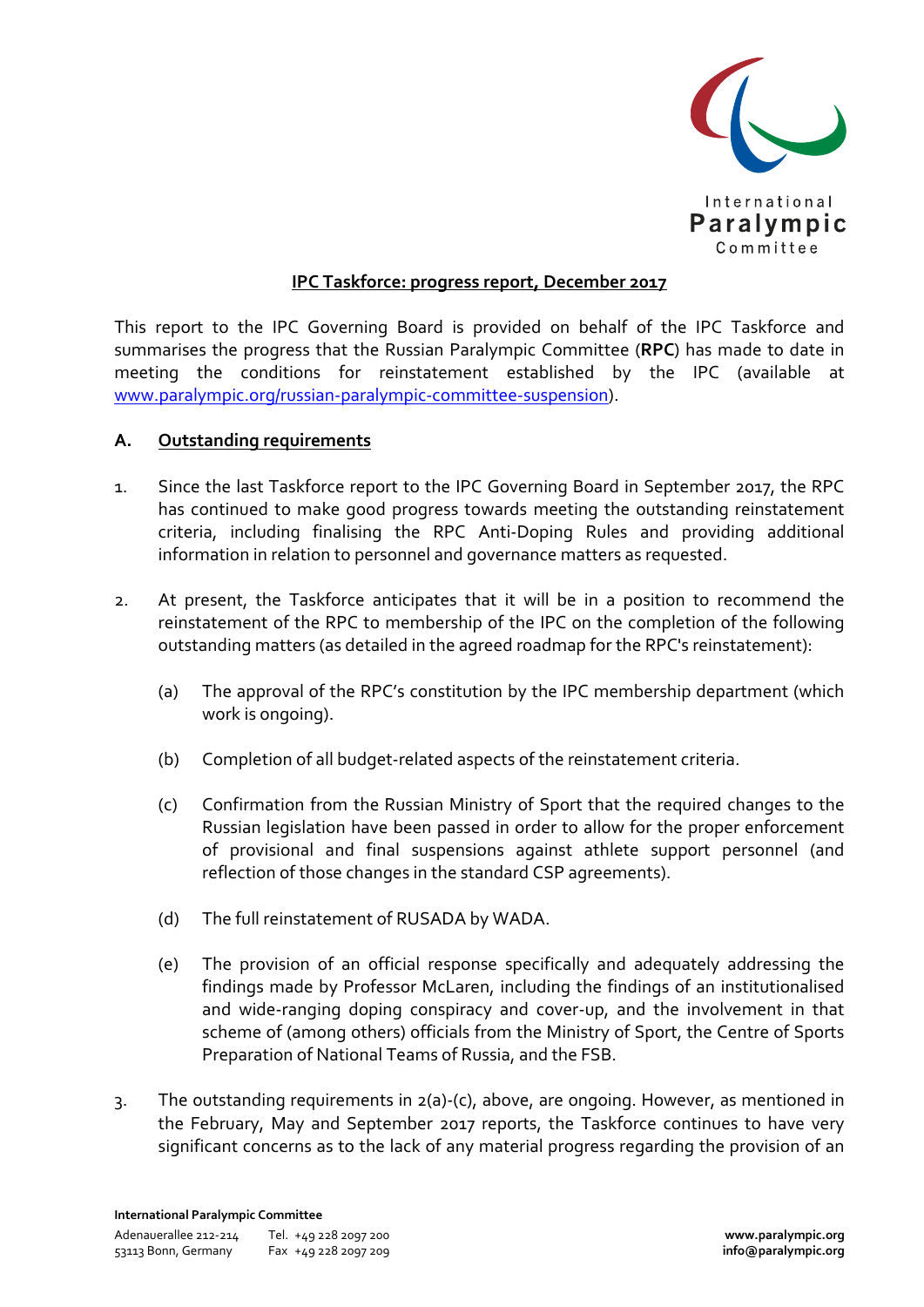**IPC Taskforce: progress report, December 2017**

This report to the IPC Governing Board is provided on behalf of the IPC Taskforce and summarises the progress that the Russian Paralympic Committee (**RPC**) has made to date in meeting the conditions for reinstatement established by the IPC (available at www.paralympic.org/russian-paralympic-committee-suspension).

## A. Outstanding requirements

1. Since the last Taskforce report to the IPC Governing Board in September 2017, the RPC has continued to make good progress towards meeting the outstanding reinstatement criteria, including finalising the RPC Anti-Doping Rules and providing additional information in relation to personnel and governance matters as requested.

2. At present, the Taskforce anticipates that it will be in a position to recommend the reinstatement of the RPC to membership of the IPC on the completion of the following outstanding matters (as detailed in the agreed roadmap for the RPC's reinstatement):

   (a) The approval of the RPC's constitution by the IPC membership department (which work is ongoing).

   (b) Completion of all budget-related aspects of the reinstatement criteria.

   (c) Confirmation from the Russian Ministry of Sport that the required changes to the Russian legislation have been passed in order to allow for the proper enforcement of provisional and final suspensions against athlete support personnel (and reflection of those changes in the standard CSP agreements).

   (d) The full reinstatement of RUSADA by WADA.

   (e) The provision of an official response specifically and adequately addressing the findings made by Professor McLaren, including the findings of an institutionalised and wide-ranging doping conspiracy and cover-up, and the involvement in that scheme of (among others) officials from the Ministry of Sport, the Centre of Sports Preparation of National Teams of Russia, and the FSB.

3. The outstanding requirements in 2(a)-(c), above, are ongoing. However, as mentioned in the February, May and September 2017 reports, the Taskforce continues to have very significant concerns as to the lack of any material progress regarding the provision of an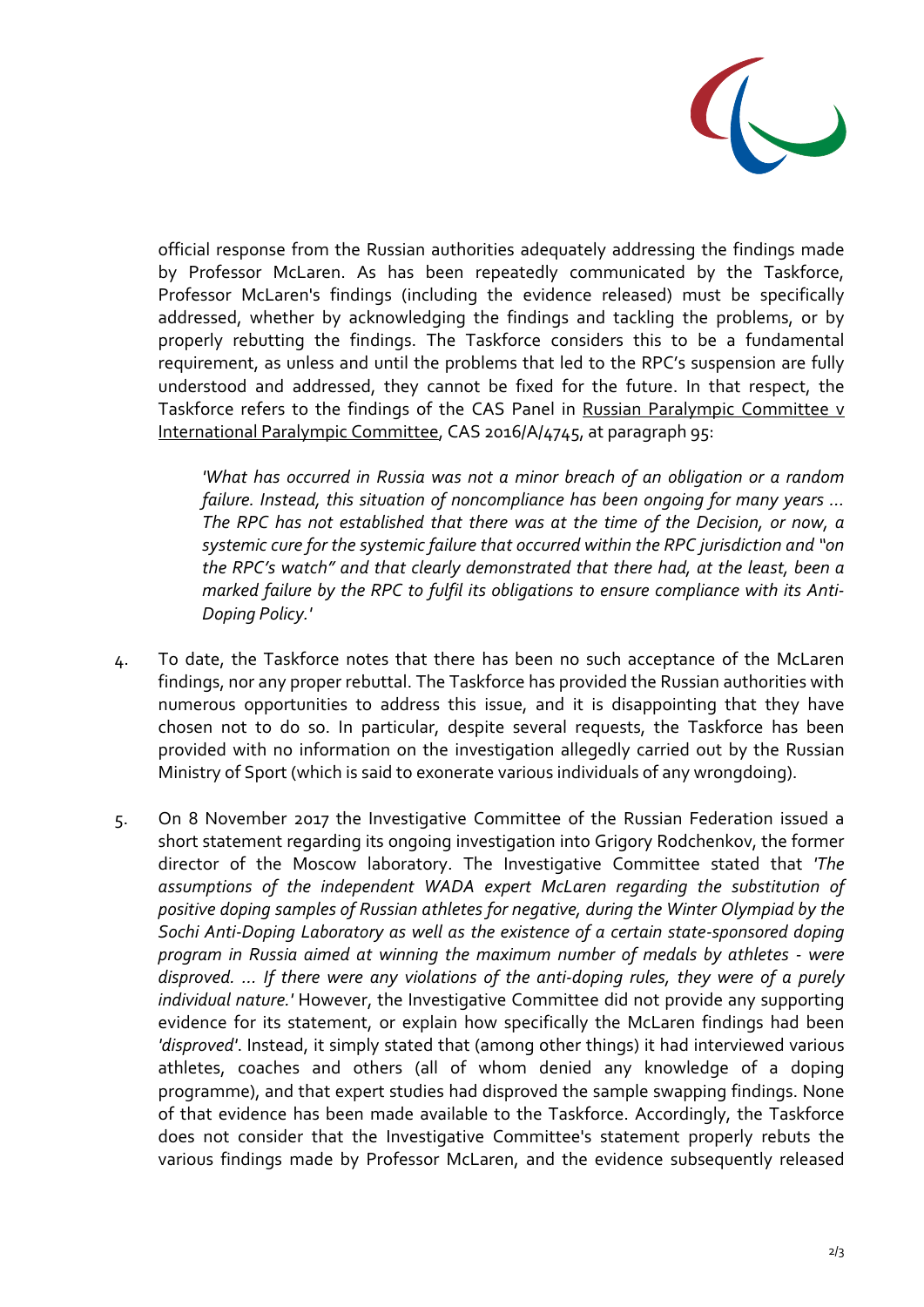official response from the Russian authorities adequately addressing the findings made by Professor McLaren. As has been repeatedly communicated by the Taskforce, Professor McLaren's findings (including the evidence released) must be specifically addressed, whether by acknowledging the findings and tackling the problems, or by properly rebutting the findings. The Taskforce considers this to be a fundamental requirement, as unless and until the problems that led to the RPC's suspension are fully understood and addressed, they cannot be fixed for the future. In that respect, the Taskforce refers to the findings of the CAS Panel in Russian Paralympic Committee v International Paralympic Committee, CAS 2016/A/4745, at paragraph 95:

> *'What has occurred in Russia was not a minor breach of an obligation or a random failure. Instead, this situation of noncompliance has been ongoing for many years ... The RPC has not established that there was at the time of the Decision, or now, a systemic cure for the systemic failure that occurred within the RPC jurisdiction and "on the RPC's watch" and that clearly demonstrated that there had, at the least, been a marked failure by the RPC to fulfil its obligations to ensure compliance with its Anti-Doping Policy.'*

4. To date, the Taskforce notes that there has been no such acceptance of the McLaren findings, nor any proper rebuttal. The Taskforce has provided the Russian authorities with numerous opportunities to address this issue, and it is disappointing that they have chosen not to do so. In particular, despite several requests, the Taskforce has been provided with no information on the investigation allegedly carried out by the Russian Ministry of Sport (which is said to exonerate various individuals of any wrongdoing).

5. On 8 November 2017 the Investigative Committee of the Russian Federation issued a short statement regarding its ongoing investigation into Grigory Rodchenkov, the former director of the Moscow laboratory. The Investigative Committee stated that *'The assumptions of the independent WADA expert McLaren regarding the substitution of positive doping samples of Russian athletes for negative, during the Winter Olympiad by the Sochi Anti-Doping Laboratory as well as the existence of a certain state-sponsored doping program in Russia aimed at winning the maximum number of medals by athletes - were disproved. ... If there were any violations of the anti-doping rules, they were of a purely individual nature.'* However, the Investigative Committee did not provide any supporting evidence for its statement, or explain how specifically the McLaren findings had been *'disproved'*. Instead, it simply stated that (among other things) it had interviewed various athletes, coaches and others (all of whom denied any knowledge of a doping programme), and that expert studies had disproved the sample swapping findings. None of that evidence has been made available to the Taskforce. Accordingly, the Taskforce does not consider that the Investigative Committee's statement properly rebuts the various findings made by Professor McLaren, and the evidence subsequently released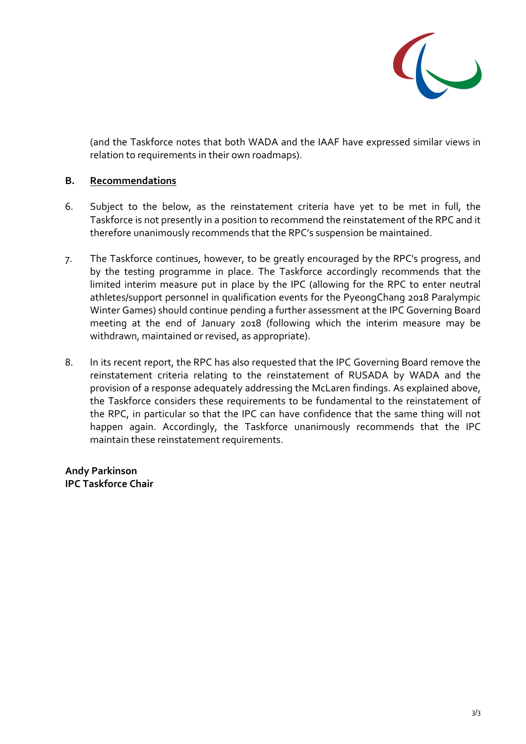(and the Taskforce notes that both WADA and the IAAF have expressed similar views in relation to requirements in their own roadmaps).

## B. Recommendations

6. Subject to the below, as the reinstatement criteria have yet to be met in full, the Taskforce is not presently in a position to recommend the reinstatement of the RPC and it therefore unanimously recommends that the RPC's suspension be maintained.

7. The Taskforce continues, however, to be greatly encouraged by the RPC's progress, and by the testing programme in place. The Taskforce accordingly recommends that the limited interim measure put in place by the IPC (allowing for the RPC to enter neutral athletes/support personnel in qualification events for the PyeongChang 2018 Paralympic Winter Games) should continue pending a further assessment at the IPC Governing Board meeting at the end of January 2018 (following which the interim measure may be withdrawn, maintained or revised, as appropriate).

8. In its recent report, the RPC has also requested that the IPC Governing Board remove the reinstatement criteria relating to the reinstatement of RUSADA by WADA and the provision of a response adequately addressing the McLaren findings. As explained above, the Taskforce considers these requirements to be fundamental to the reinstatement of the RPC, in particular so that the IPC can have confidence that the same thing will not happen again. Accordingly, the Taskforce unanimously recommends that the IPC maintain these reinstatement requirements.

**Andy Parkinson**
**IPC Taskforce Chair**